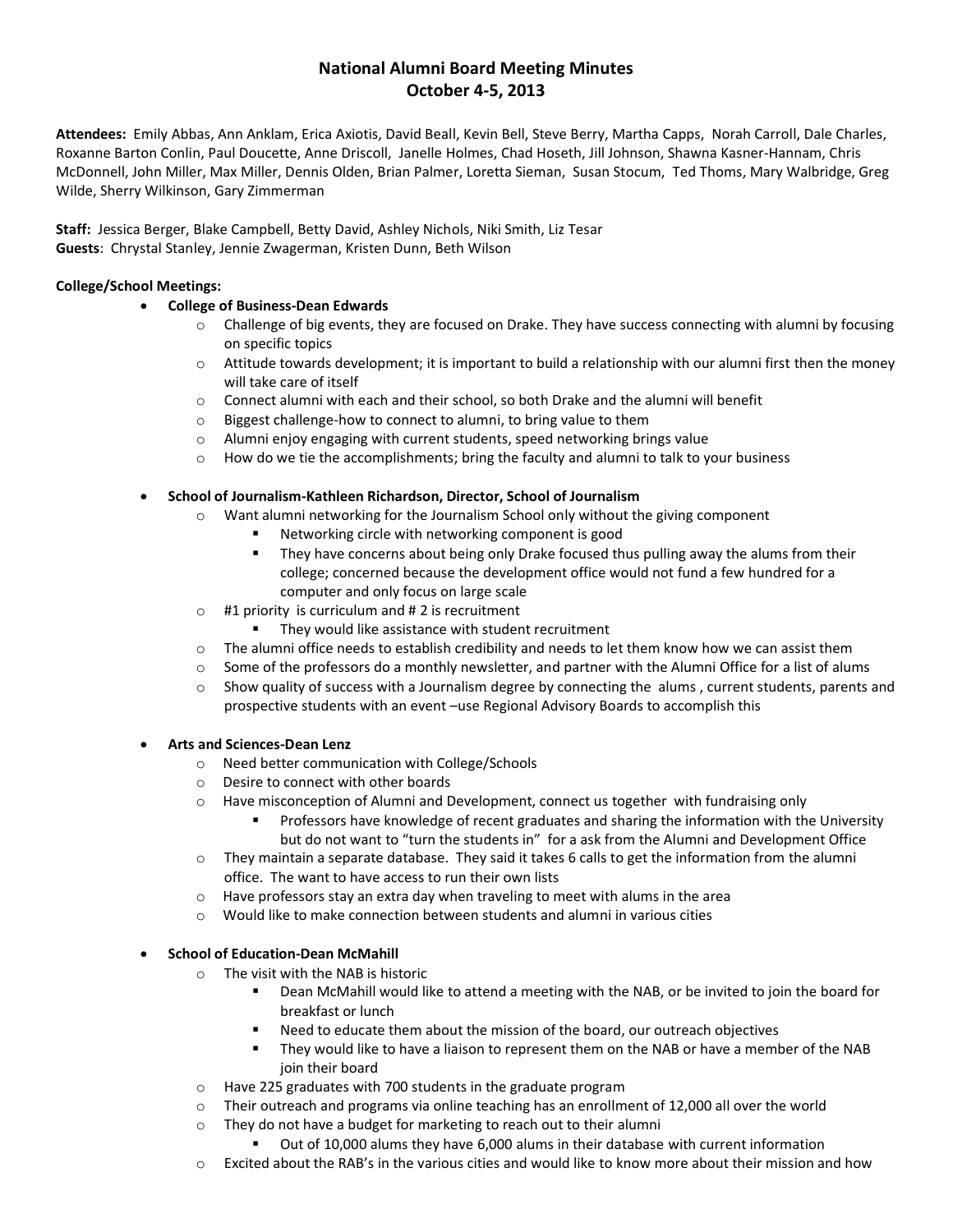# National Alumni Board Meeting Minutes
## October 4-5, 2013

**Attendees:** Emily Abbas, Ann Anklam, Erica Axiotis, David Beall, Kevin Bell, Steve Berry, Martha Capps, Norah Carroll, Dale Charles, Roxanne Barton Conlin, Paul Doucette, Anne Driscoll, Janelle Holmes, Chad Hoseth, Jill Johnson, Shawna Kasner-Hannam, Chris McDonnell, John Miller, Max Miller, Dennis Olden, Brian Palmer, Loretta Sieman, Susan Stocum, Ted Thoms, Mary Walbridge, Greg Wilde, Sherry Wilkinson, Gary Zimmerman

**Staff:** Jessica Berger, Blake Campbell, Betty David, Ashley Nichols, Niki Smith, Liz Tesar
**Guests**: Chrystal Stanley, Jennie Zwagerman, Kristen Dunn, Beth Wilson

**College/School Meetings:**

- **College of Business-Dean Edwards**
  - Challenge of big events, they are focused on Drake. They have success connecting with alumni by focusing on specific topics
  - Attitude towards development; it is important to build a relationship with our alumni first then the money will take care of itself
  - Connect alumni with each and their school, so both Drake and the alumni will benefit
  - Biggest challenge-how to connect to alumni, to bring value to them
  - Alumni enjoy engaging with current students, speed networking brings value
  - How do we tie the accomplishments; bring the faculty and alumni to talk to your business

- **School of Journalism-Kathleen Richardson, Director, School of Journalism**
  - Want alumni networking for the Journalism School only without the giving component
    - Networking circle with networking component is good
    - They have concerns about being only Drake focused thus pulling away the alums from their college; concerned because the development office would not fund a few hundred for a computer and only focus on large scale
  - #1 priority is curriculum and # 2 is recruitment
    - They would like assistance with student recruitment
  - The alumni office needs to establish credibility and needs to let them know how we can assist them
  - Some of the professors do a monthly newsletter, and partner with the Alumni Office for a list of alums
  - Show quality of success with a Journalism degree by connecting the alums , current students, parents and prospective students with an event –use Regional Advisory Boards to accomplish this

- **Arts and Sciences-Dean Lenz**
  - Need better communication with College/Schools
  - Desire to connect with other boards
  - Have misconception of Alumni and Development, connect us together with fundraising only
    - Professors have knowledge of recent graduates and sharing the information with the University but do not want to "turn the students in" for a ask from the Alumni and Development Office
  - They maintain a separate database. They said it takes 6 calls to get the information from the alumni office. The want to have access to run their own lists
  - Have professors stay an extra day when traveling to meet with alums in the area
  - Would like to make connection between students and alumni in various cities

- **School of Education-Dean McMahill**
  - The visit with the NAB is historic
    - Dean McMahill would like to attend a meeting with the NAB, or be invited to join the board for breakfast or lunch
    - Need to educate them about the mission of the board, our outreach objectives
    - They would like to have a liaison to represent them on the NAB or have a member of the NAB join their board
  - Have 225 graduates with 700 students in the graduate program
  - Their outreach and programs via online teaching has an enrollment of 12,000 all over the world
  - They do not have a budget for marketing to reach out to their alumni
    - Out of 10,000 alums they have 6,000 alums in their database with current information
  - Excited about the RAB's in the various cities and would like to know more about their mission and how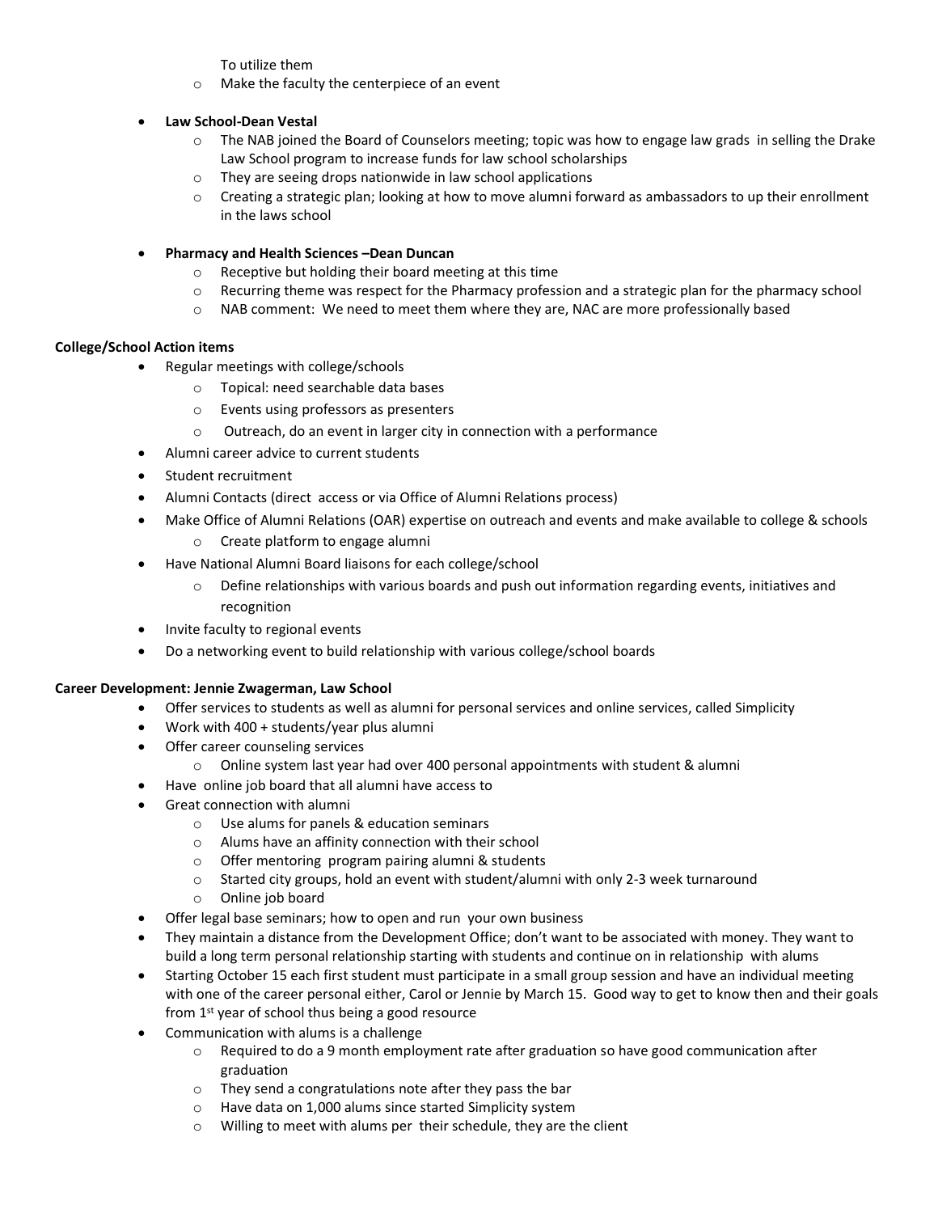- To utilize them
  - Make the faculty the centerpiece of an event

- **Law School-Dean Vestal**
  - The NAB joined the Board of Counselors meeting; topic was how to engage law grads in selling the Drake Law School program to increase funds for law school scholarships
  - They are seeing drops nationwide in law school applications
  - Creating a strategic plan; looking at how to move alumni forward as ambassadors to up their enrollment in the laws school

- **Pharmacy and Health Sciences –Dean Duncan**
  - Receptive but holding their board meeting at this time
  - Recurring theme was respect for the Pharmacy profession and a strategic plan for the pharmacy school
  - NAB comment: We need to meet them where they are, NAC are more professionally based

**College/School Action items**

- Regular meetings with college/schools
  - Topical: need searchable data bases
  - Events using professors as presenters
  - Outreach, do an event in larger city in connection with a performance
- Alumni career advice to current students
- Student recruitment
- Alumni Contacts (direct access or via Office of Alumni Relations process)
- Make Office of Alumni Relations (OAR) expertise on outreach and events and make available to college & schools
  - Create platform to engage alumni
- Have National Alumni Board liaisons for each college/school
  - Define relationships with various boards and push out information regarding events, initiatives and recognition
- Invite faculty to regional events
- Do a networking event to build relationship with various college/school boards

**Career Development: Jennie Zwagerman, Law School**

- Offer services to students as well as alumni for personal services and online services, called Simplicity
- Work with 400 + students/year plus alumni
- Offer career counseling services
  - Online system last year had over 400 personal appointments with student & alumni
- Have online job board that all alumni have access to
- Great connection with alumni
  - Use alums for panels & education seminars
  - Alums have an affinity connection with their school
  - Offer mentoring program pairing alumni & students
  - Started city groups, hold an event with student/alumni with only 2-3 week turnaround
  - Online job board
- Offer legal base seminars; how to open and run your own business
- They maintain a distance from the Development Office; don't want to be associated with money. They want to build a long term personal relationship starting with students and continue on in relationship with alums
- Starting October 15 each first student must participate in a small group session and have an individual meeting with one of the career personal either, Carol or Jennie by March 15. Good way to get to know then and their goals from 1st year of school thus being a good resource
- Communication with alums is a challenge
  - Required to do a 9 month employment rate after graduation so have good communication after graduation
  - They send a congratulations note after they pass the bar
  - Have data on 1,000 alums since started Simplicity system
  - Willing to meet with alums per their schedule, they are the client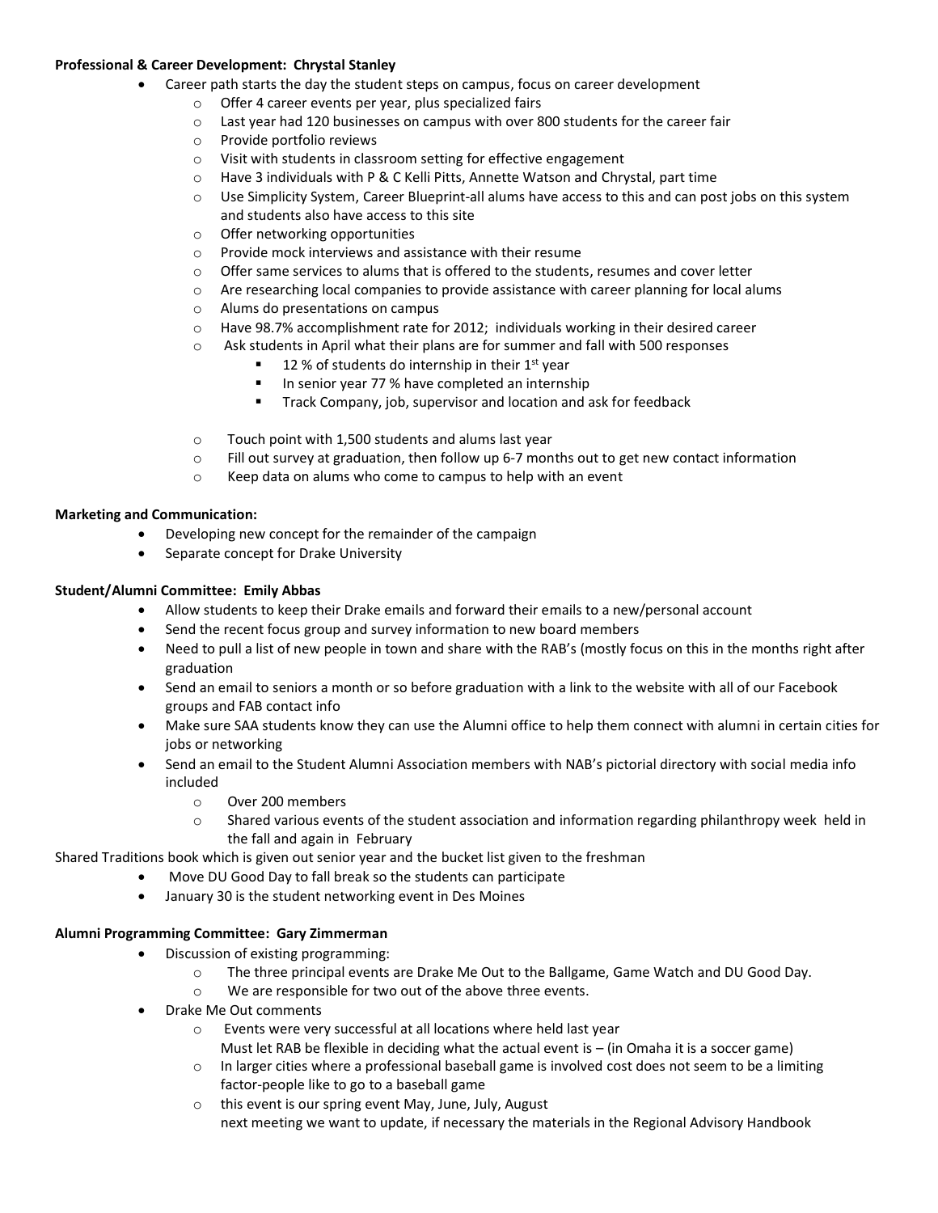**Professional & Career Development: Chrystal Stanley**

- Career path starts the day the student steps on campus, focus on career development
  - Offer 4 career events per year, plus specialized fairs
  - Last year had 120 businesses on campus with over 800 students for the career fair
  - Provide portfolio reviews
  - Visit with students in classroom setting for effective engagement
  - Have 3 individuals with P & C Kelli Pitts, Annette Watson and Chrystal, part time
  - Use Simplicity System, Career Blueprint-all alums have access to this and can post jobs on this system and students also have access to this site
  - Offer networking opportunities
  - Provide mock interviews and assistance with their resume
  - Offer same services to alums that is offered to the students, resumes and cover letter
  - Are researching local companies to provide assistance with career planning for local alums
  - Alums do presentations on campus
  - Have 98.7% accomplishment rate for 2012; individuals working in their desired career
  - Ask students in April what their plans are for summer and fall with 500 responses
    - 12 % of students do internship in their 1st year
    - In senior year 77 % have completed an internship
    - Track Company, job, supervisor and location and ask for feedback
  - Touch point with 1,500 students and alums last year
  - Fill out survey at graduation, then follow up 6-7 months out to get new contact information
  - Keep data on alums who come to campus to help with an event

**Marketing and Communication:**

- Developing new concept for the remainder of the campaign
- Separate concept for Drake University

**Student/Alumni Committee: Emily Abbas**

- Allow students to keep their Drake emails and forward their emails to a new/personal account
- Send the recent focus group and survey information to new board members
- Need to pull a list of new people in town and share with the RAB's (mostly focus on this in the months right after graduation
- Send an email to seniors a month or so before graduation with a link to the website with all of our Facebook groups and FAB contact info
- Make sure SAA students know they can use the Alumni office to help them connect with alumni in certain cities for jobs or networking
- Send an email to the Student Alumni Association members with NAB's pictorial directory with social media info included
  - Over 200 members
  - Shared various events of the student association and information regarding philanthropy week held in the fall and again in February

Shared Traditions book which is given out senior year and the bucket list given to the freshman

- Move DU Good Day to fall break so the students can participate
- January 30 is the student networking event in Des Moines

**Alumni Programming Committee: Gary Zimmerman**

- Discussion of existing programming:
  - The three principal events are Drake Me Out to the Ballgame, Game Watch and DU Good Day.
  - We are responsible for two out of the above three events.
- Drake Me Out comments
  - Events were very successful at all locations where held last year
    Must let RAB be flexible in deciding what the actual event is – (in Omaha it is a soccer game)
  - In larger cities where a professional baseball game is involved cost does not seem to be a limiting factor-people like to go to a baseball game
  - this event is our spring event May, June, July, August
    next meeting we want to update, if necessary the materials in the Regional Advisory Handbook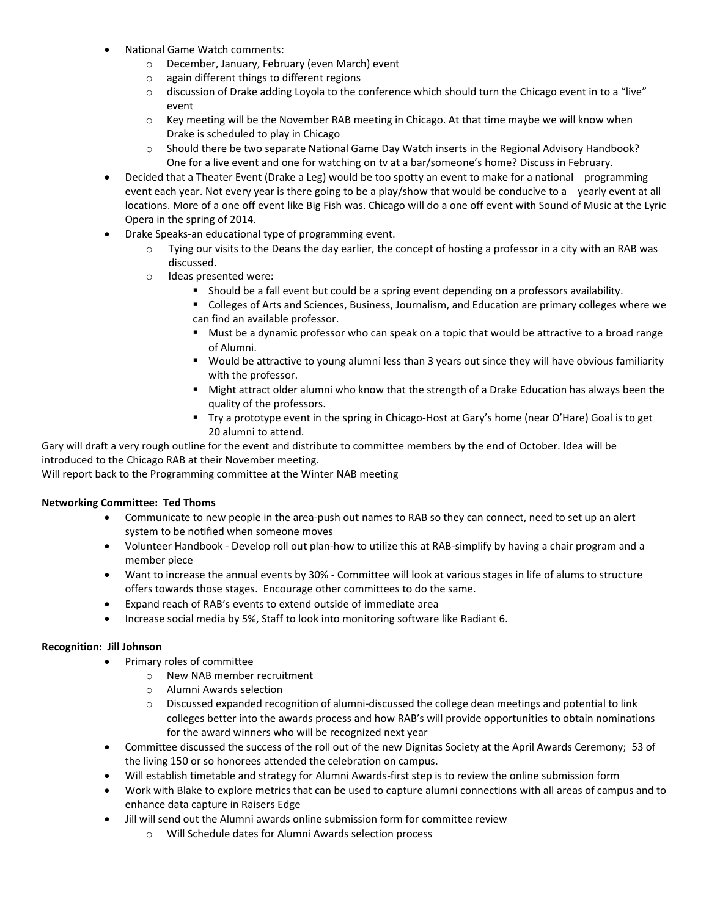- National Game Watch comments:
    - December, January, February (even March) event
    - again different things to different regions
    - discussion of Drake adding Loyola to the conference which should turn the Chicago event in to a "live" event
    - Key meeting will be the November RAB meeting in Chicago. At that time maybe we will know when Drake is scheduled to play in Chicago
    - Should there be two separate National Game Day Watch inserts in the Regional Advisory Handbook? One for a live event and one for watching on tv at a bar/someone's home? Discuss in February.
- Decided that a Theater Event (Drake a Leg) would be too spotty an event to make for a national programming event each year. Not every year is there going to be a play/show that would be conducive to a yearly event at all locations. More of a one off event like Big Fish was. Chicago will do a one off event with Sound of Music at the Lyric Opera in the spring of 2014.
- Drake Speaks-an educational type of programming event.
    - Tying our visits to the Deans the day earlier, the concept of hosting a professor in a city with an RAB was discussed.
    - Ideas presented were:
        - Should be a fall event but could be a spring event depending on a professors availability.
        - Colleges of Arts and Sciences, Business, Journalism, and Education are primary colleges where we can find an available professor.
        - Must be a dynamic professor who can speak on a topic that would be attractive to a broad range of Alumni.
        - Would be attractive to young alumni less than 3 years out since they will have obvious familiarity with the professor.
        - Might attract older alumni who know that the strength of a Drake Education has always been the quality of the professors.
        - Try a prototype event in the spring in Chicago-Host at Gary's home (near O'Hare) Goal is to get 20 alumni to attend.

Gary will draft a very rough outline for the event and distribute to committee members by the end of October. Idea will be introduced to the Chicago RAB at their November meeting.
Will report back to the Programming committee at the Winter NAB meeting

**Networking Committee: Ted Thoms**

- Communicate to new people in the area-push out names to RAB so they can connect, need to set up an alert system to be notified when someone moves
- Volunteer Handbook - Develop roll out plan-how to utilize this at RAB-simplify by having a chair program and a member piece
- Want to increase the annual events by 30% - Committee will look at various stages in life of alums to structure offers towards those stages. Encourage other committees to do the same.
- Expand reach of RAB's events to extend outside of immediate area
- Increase social media by 5%, Staff to look into monitoring software like Radiant 6.

**Recognition: Jill Johnson**

- Primary roles of committee
    - New NAB member recruitment
    - Alumni Awards selection
    - Discussed expanded recognition of alumni-discussed the college dean meetings and potential to link colleges better into the awards process and how RAB's will provide opportunities to obtain nominations for the award winners who will be recognized next year
- Committee discussed the success of the roll out of the new Dignitas Society at the April Awards Ceremony; 53 of the living 150 or so honorees attended the celebration on campus.
- Will establish timetable and strategy for Alumni Awards-first step is to review the online submission form
- Work with Blake to explore metrics that can be used to capture alumni connections with all areas of campus and to enhance data capture in Raisers Edge
- Jill will send out the Alumni awards online submission form for committee review
    - Will Schedule dates for Alumni Awards selection process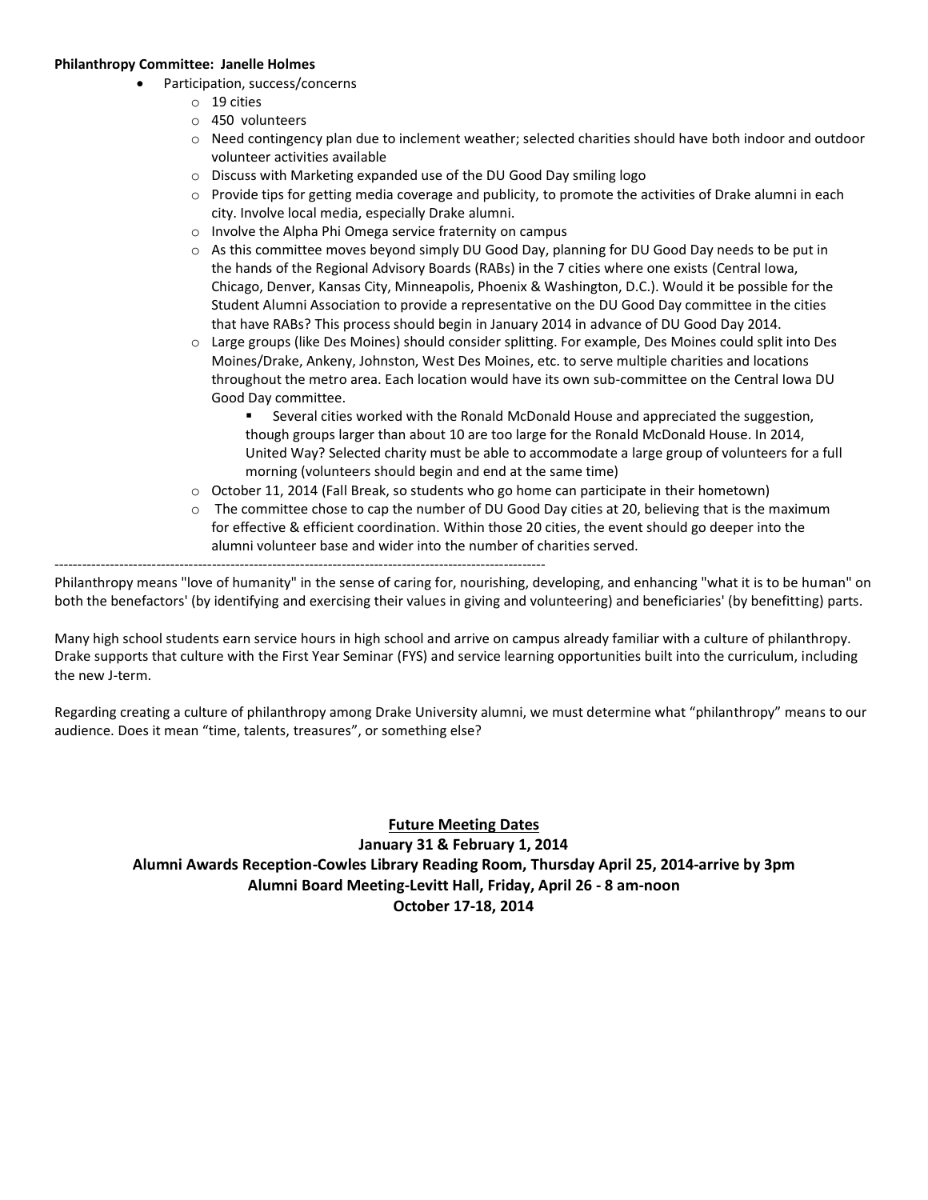**Philanthropy Committee: Janelle Holmes**

- Participation, success/concerns
  - 19 cities
  - 450 volunteers
  - Need contingency plan due to inclement weather; selected charities should have both indoor and outdoor volunteer activities available
  - Discuss with Marketing expanded use of the DU Good Day smiling logo
  - Provide tips for getting media coverage and publicity, to promote the activities of Drake alumni in each city. Involve local media, especially Drake alumni.
  - Involve the Alpha Phi Omega service fraternity on campus
  - As this committee moves beyond simply DU Good Day, planning for DU Good Day needs to be put in the hands of the Regional Advisory Boards (RABs) in the 7 cities where one exists (Central Iowa, Chicago, Denver, Kansas City, Minneapolis, Phoenix & Washington, D.C.). Would it be possible for the Student Alumni Association to provide a representative on the DU Good Day committee in the cities that have RABs? This process should begin in January 2014 in advance of DU Good Day 2014.
  - Large groups (like Des Moines) should consider splitting. For example, Des Moines could split into Des Moines/Drake, Ankeny, Johnston, West Des Moines, etc. to serve multiple charities and locations throughout the metro area. Each location would have its own sub-committee on the Central Iowa DU Good Day committee.
    - Several cities worked with the Ronald McDonald House and appreciated the suggestion, though groups larger than about 10 are too large for the Ronald McDonald House. In 2014, United Way? Selected charity must be able to accommodate a large group of volunteers for a full morning (volunteers should begin and end at the same time)
  - October 11, 2014 (Fall Break, so students who go home can participate in their hometown)
  - The committee chose to cap the number of DU Good Day cities at 20, believing that is the maximum for effective & efficient coordination. Within those 20 cities, the event should go deeper into the alumni volunteer base and wider into the number of charities served.

---

Philanthropy means "love of humanity" in the sense of caring for, nourishing, developing, and enhancing "what it is to be human" on both the benefactors' (by identifying and exercising their values in giving and volunteering) and beneficiaries' (by benefitting) parts.

Many high school students earn service hours in high school and arrive on campus already familiar with a culture of philanthropy. Drake supports that culture with the First Year Seminar (FYS) and service learning opportunities built into the curriculum, including the new J-term.

Regarding creating a culture of philanthropy among Drake University alumni, we must determine what "philanthropy" means to our audience. Does it mean "time, talents, treasures", or something else?

**Future Meeting Dates**

**January 31 & February 1, 2014**

**Alumni Awards Reception-Cowles Library Reading Room, Thursday April 25, 2014-arrive by 3pm**

**Alumni Board Meeting-Levitt Hall, Friday, April 26 - 8 am-noon**

**October 17-18, 2014**